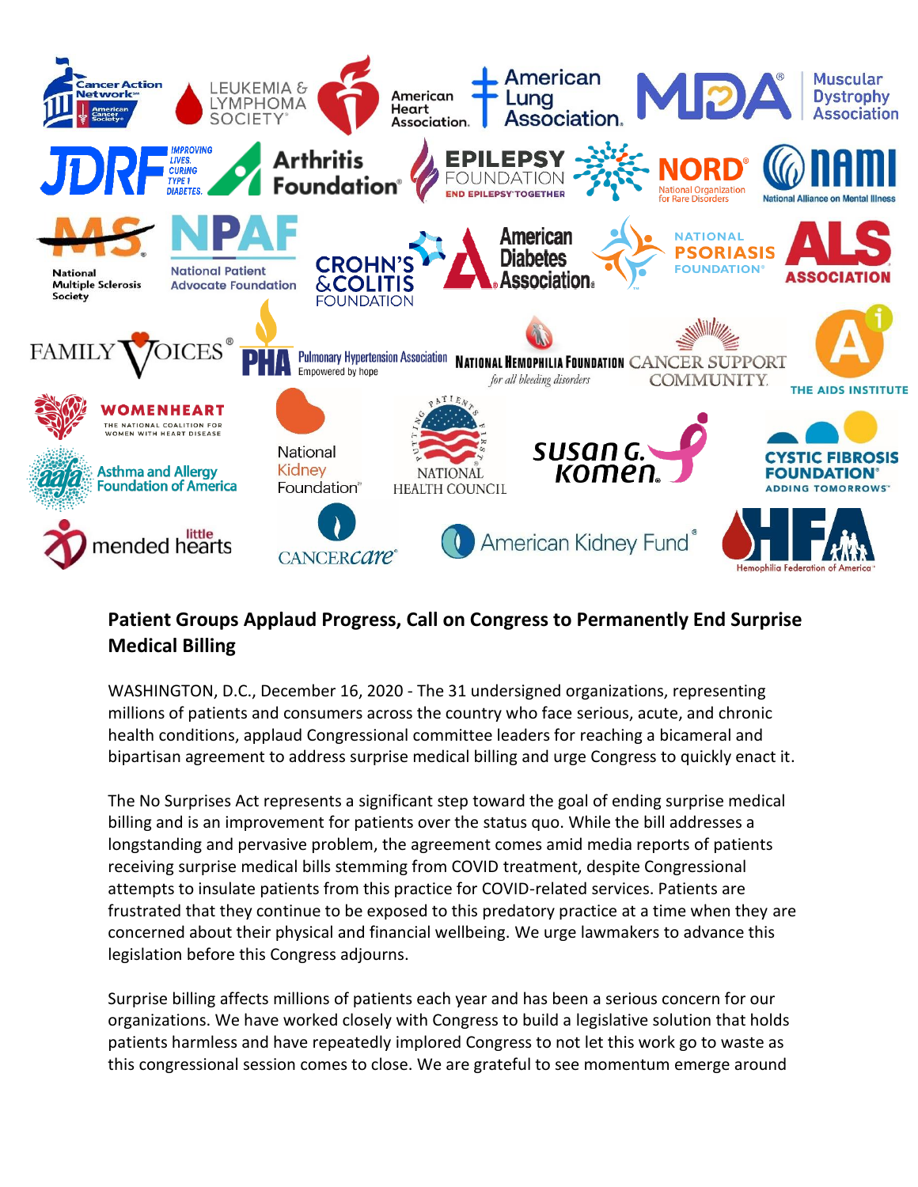## Patient Groups Applaud Progress, Call on Congress to Permanently End Surprise Medical Billing

WASHINGTON, D.C., December 16, 2020 - The 31 undersigned organizations, representing millions of patients and consumers across the country who face serious, acute, and chronic health conditions, applaud Congressional committee leaders for reaching a bicameral and bipartisan agreement to address surprise medical billing and urge Congress to quickly enact it.

The No Surprises Act represents a significant step toward the goal of ending surprise medical billing and is an improvement for patients over the status quo. While the bill addresses a longstanding and pervasive problem, the agreement comes amid media reports of patients receiving surprise medical bills stemming from COVID treatment, despite Congressional attempts to insulate patients from this practice for COVID-related services. Patients are frustrated that they continue to be exposed to this predatory practice at a time when they are concerned about their physical and financial wellbeing. We urge lawmakers to advance this legislation before this Congress adjourns.

Surprise billing affects millions of patients each year and has been a serious concern for our organizations. We have worked closely with Congress to build a legislative solution that holds patients harmless and have repeatedly implored Congress to not let this work go to waste as this congressional session comes to close. We are grateful to see momentum emerge around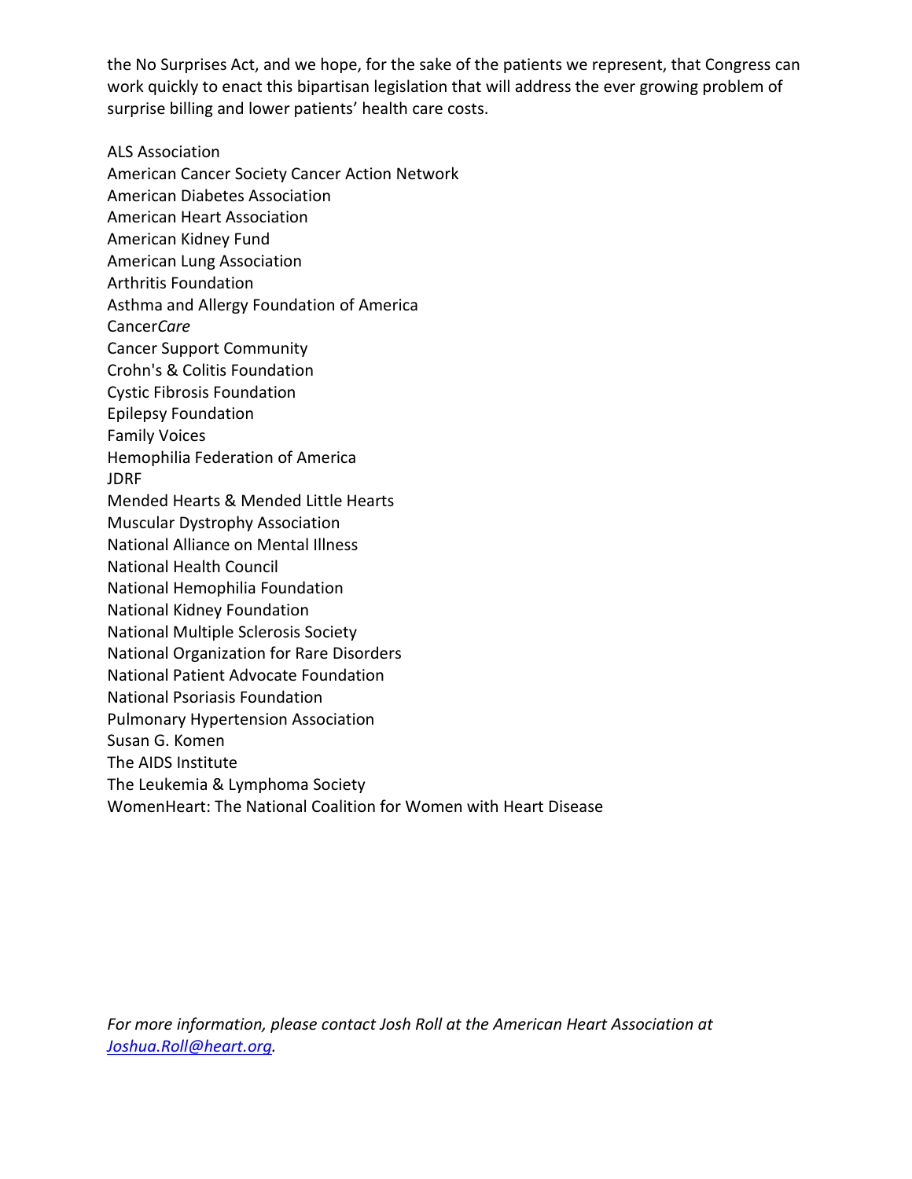the No Surprises Act, and we hope, for the sake of the patients we represent, that Congress can work quickly to enact this bipartisan legislation that will address the ever growing problem of surprise billing and lower patients' health care costs.

ALS Association
American Cancer Society Cancer Action Network
American Diabetes Association
American Heart Association
American Kidney Fund
American Lung Association
Arthritis Foundation
Asthma and Allergy Foundation of America
Cancer*Care*
Cancer Support Community
Crohn's & Colitis Foundation
Cystic Fibrosis Foundation
Epilepsy Foundation
Family Voices
Hemophilia Federation of America
JDRF
Mended Hearts & Mended Little Hearts
Muscular Dystrophy Association
National Alliance on Mental Illness
National Health Council
National Hemophilia Foundation
National Kidney Foundation
National Multiple Sclerosis Society
National Organization for Rare Disorders
National Patient Advocate Foundation
National Psoriasis Foundation
Pulmonary Hypertension Association
Susan G. Komen
The AIDS Institute
The Leukemia & Lymphoma Society
WomenHeart: The National Coalition for Women with Heart Disease

*For more information, please contact Josh Roll at the American Heart Association at [Joshua.Roll@heart.org](mailto:Joshua.Roll@heart.org).*